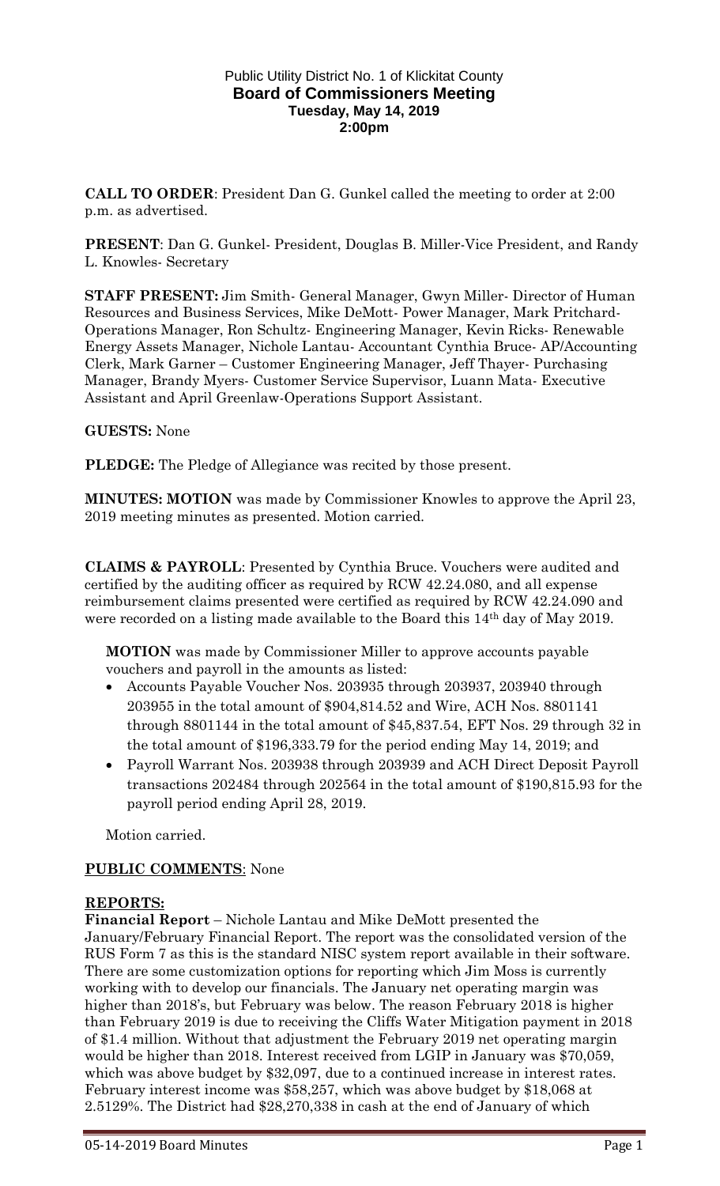Public Utility District No. 1 of Klickitat County
**Board of Commissioners Meeting**
**Tuesday, May 14, 2019**
**2:00pm**

**CALL TO ORDER**: President Dan G. Gunkel called the meeting to order at 2:00 p.m. as advertised.

**PRESENT**: Dan G. Gunkel- President, Douglas B. Miller-Vice President, and Randy L. Knowles- Secretary

**STAFF PRESENT:** Jim Smith- General Manager, Gwyn Miller- Director of Human Resources and Business Services, Mike DeMott- Power Manager, Mark Pritchard- Operations Manager, Ron Schultz- Engineering Manager, Kevin Ricks- Renewable Energy Assets Manager, Nichole Lantau- Accountant Cynthia Bruce- AP/Accounting Clerk, Mark Garner – Customer Engineering Manager, Jeff Thayer- Purchasing Manager, Brandy Myers- Customer Service Supervisor, Luann Mata- Executive Assistant and April Greenlaw-Operations Support Assistant.

**GUESTS:** None

**PLEDGE:** The Pledge of Allegiance was recited by those present.

**MINUTES: MOTION** was made by Commissioner Knowles to approve the April 23, 2019 meeting minutes as presented. Motion carried.

**CLAIMS & PAYROLL**: Presented by Cynthia Bruce. Vouchers were audited and certified by the auditing officer as required by RCW 42.24.080, and all expense reimbursement claims presented were certified as required by RCW 42.24.090 and were recorded on a listing made available to the Board this 14th day of May 2019.

**MOTION** was made by Commissioner Miller to approve accounts payable vouchers and payroll in the amounts as listed:

- Accounts Payable Voucher Nos. 203935 through 203937, 203940 through 203955 in the total amount of $904,814.52 and Wire, ACH Nos. 8801141 through 8801144 in the total amount of $45,837.54, EFT Nos. 29 through 32 in the total amount of $196,333.79 for the period ending May 14, 2019; and
- Payroll Warrant Nos. 203938 through 203939 and ACH Direct Deposit Payroll transactions 202484 through 202564 in the total amount of $190,815.93 for the payroll period ending April 28, 2019.

Motion carried.

**PUBLIC COMMENTS**: None

**REPORTS:**

**Financial Report** – Nichole Lantau and Mike DeMott presented the January/February Financial Report. The report was the consolidated version of the RUS Form 7 as this is the standard NISC system report available in their software. There are some customization options for reporting which Jim Moss is currently working with to develop our financials. The January net operating margin was higher than 2018's, but February was below. The reason February 2018 is higher than February 2019 is due to receiving the Cliffs Water Mitigation payment in 2018 of $1.4 million. Without that adjustment the February 2019 net operating margin would be higher than 2018. Interest received from LGIP in January was $70,059, which was above budget by $32,097, due to a continued increase in interest rates. February interest income was $58,257, which was above budget by $18,068 at 2.5129%. The District had $28,270,338 in cash at the end of January of which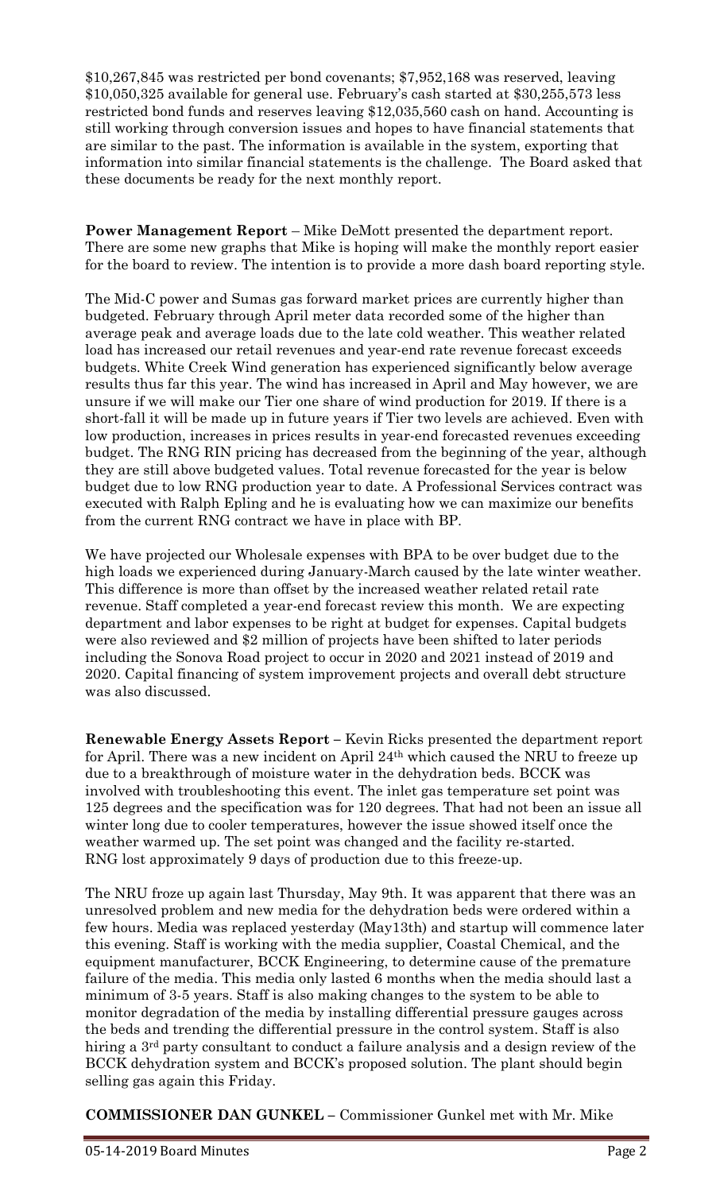$10,267,845 was restricted per bond covenants; $7,952,168 was reserved, leaving $10,050,325 available for general use. February's cash started at $30,255,573 less restricted bond funds and reserves leaving $12,035,560 cash on hand. Accounting is still working through conversion issues and hopes to have financial statements that are similar to the past. The information is available in the system, exporting that information into similar financial statements is the challenge. The Board asked that these documents be ready for the next monthly report.

**Power Management Report** – Mike DeMott presented the department report. There are some new graphs that Mike is hoping will make the monthly report easier for the board to review. The intention is to provide a more dash board reporting style.

The Mid-C power and Sumas gas forward market prices are currently higher than budgeted. February through April meter data recorded some of the higher than average peak and average loads due to the late cold weather. This weather related load has increased our retail revenues and year-end rate revenue forecast exceeds budgets. White Creek Wind generation has experienced significantly below average results thus far this year. The wind has increased in April and May however, we are unsure if we will make our Tier one share of wind production for 2019. If there is a short-fall it will be made up in future years if Tier two levels are achieved. Even with low production, increases in prices results in year-end forecasted revenues exceeding budget. The RNG RIN pricing has decreased from the beginning of the year, although they are still above budgeted values. Total revenue forecasted for the year is below budget due to low RNG production year to date. A Professional Services contract was executed with Ralph Epling and he is evaluating how we can maximize our benefits from the current RNG contract we have in place with BP.

We have projected our Wholesale expenses with BPA to be over budget due to the high loads we experienced during January-March caused by the late winter weather. This difference is more than offset by the increased weather related retail rate revenue. Staff completed a year-end forecast review this month. We are expecting department and labor expenses to be right at budget for expenses. Capital budgets were also reviewed and $2 million of projects have been shifted to later periods including the Sonova Road project to occur in 2020 and 2021 instead of 2019 and 2020. Capital financing of system improvement projects and overall debt structure was also discussed.

**Renewable Energy Assets Report –** Kevin Ricks presented the department report for April. There was a new incident on April 24th which caused the NRU to freeze up due to a breakthrough of moisture water in the dehydration beds. BCCK was involved with troubleshooting this event. The inlet gas temperature set point was 125 degrees and the specification was for 120 degrees. That had not been an issue all winter long due to cooler temperatures, however the issue showed itself once the weather warmed up. The set point was changed and the facility re-started. RNG lost approximately 9 days of production due to this freeze-up.

The NRU froze up again last Thursday, May 9th. It was apparent that there was an unresolved problem and new media for the dehydration beds were ordered within a few hours. Media was replaced yesterday (May13th) and startup will commence later this evening. Staff is working with the media supplier, Coastal Chemical, and the equipment manufacturer, BCCK Engineering, to determine cause of the premature failure of the media. This media only lasted 6 months when the media should last a minimum of 3-5 years. Staff is also making changes to the system to be able to monitor degradation of the media by installing differential pressure gauges across the beds and trending the differential pressure in the control system. Staff is also hiring a 3rd party consultant to conduct a failure analysis and a design review of the BCCK dehydration system and BCCK's proposed solution. The plant should begin selling gas again this Friday.

**COMMISSIONER DAN GUNKEL –** Commissioner Gunkel met with Mr. Mike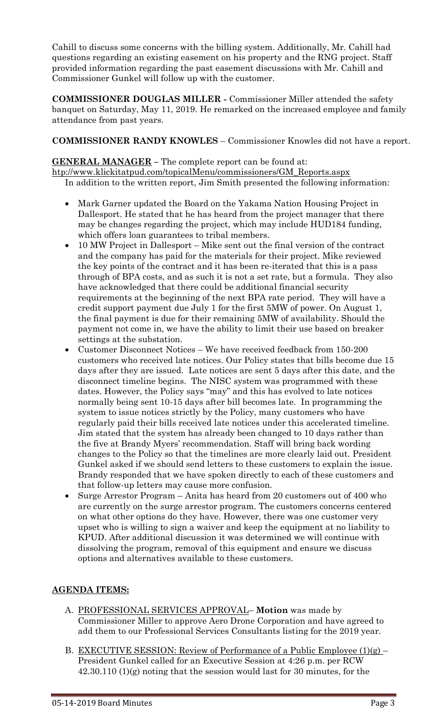Cahill to discuss some concerns with the billing system. Additionally, Mr. Cahill had questions regarding an existing easement on his property and the RNG project. Staff provided information regarding the past easement discussions with Mr. Cahill and Commissioner Gunkel will follow up with the customer.

**COMMISSIONER DOUGLAS MILLER -** Commissioner Miller attended the safety banquet on Saturday, May 11, 2019. He remarked on the increased employee and family attendance from past years.

**COMMISSIONER RANDY KNOWLES** – Commissioner Knowles did not have a report.

**GENERAL MANAGER** – The complete report can be found at: http://www.klickitatpud.com/topicalMenu/commissioners/GM_Reports.aspx

In addition to the written report, Jim Smith presented the following information:

- Mark Garner updated the Board on the Yakama Nation Housing Project in Dallesport. He stated that he has heard from the project manager that there may be changes regarding the project, which may include HUD184 funding, which offers loan guarantees to tribal members.
- 10 MW Project in Dallesport – Mike sent out the final version of the contract and the company has paid for the materials for their project. Mike reviewed the key points of the contract and it has been re-iterated that this is a pass through of BPA costs, and as such it is not a set rate, but a formula. They also have acknowledged that there could be additional financial security requirements at the beginning of the next BPA rate period. They will have a credit support payment due July 1 for the first 5MW of power. On August 1, the final payment is due for their remaining 5MW of availability. Should the payment not come in, we have the ability to limit their use based on breaker settings at the substation.
- Customer Disconnect Notices – We have received feedback from 150-200 customers who received late notices. Our Policy states that bills become due 15 days after they are issued. Late notices are sent 5 days after this date, and the disconnect timeline begins. The NISC system was programmed with these dates. However, the Policy says "may" and this has evolved to late notices normally being sent 10-15 days after bill becomes late. In programming the system to issue notices strictly by the Policy, many customers who have regularly paid their bills received late notices under this accelerated timeline. Jim stated that the system has already been changed to 10 days rather than the five at Brandy Myers' recommendation. Staff will bring back wording changes to the Policy so that the timelines are more clearly laid out. President Gunkel asked if we should send letters to these customers to explain the issue. Brandy responded that we have spoken directly to each of these customers and that follow-up letters may cause more confusion.
- Surge Arrestor Program – Anita has heard from 20 customers out of 400 who are currently on the surge arrestor program. The customers concerns centered on what other options do they have. However, there was one customer very upset who is willing to sign a waiver and keep the equipment at no liability to KPUD. After additional discussion it was determined we will continue with dissolving the program, removal of this equipment and ensure we discuss options and alternatives available to these customers.

## AGENDA ITEMS:

A. PROFESSIONAL SERVICES APPROVAL– **Motion** was made by Commissioner Miller to approve Aero Drone Corporation and have agreed to add them to our Professional Services Consultants listing for the 2019 year.

B. EXECUTIVE SESSION: Review of Performance of a Public Employee (1)(g) – President Gunkel called for an Executive Session at 4:26 p.m. per RCW 42.30.110 (1)(g) noting that the session would last for 30 minutes, for the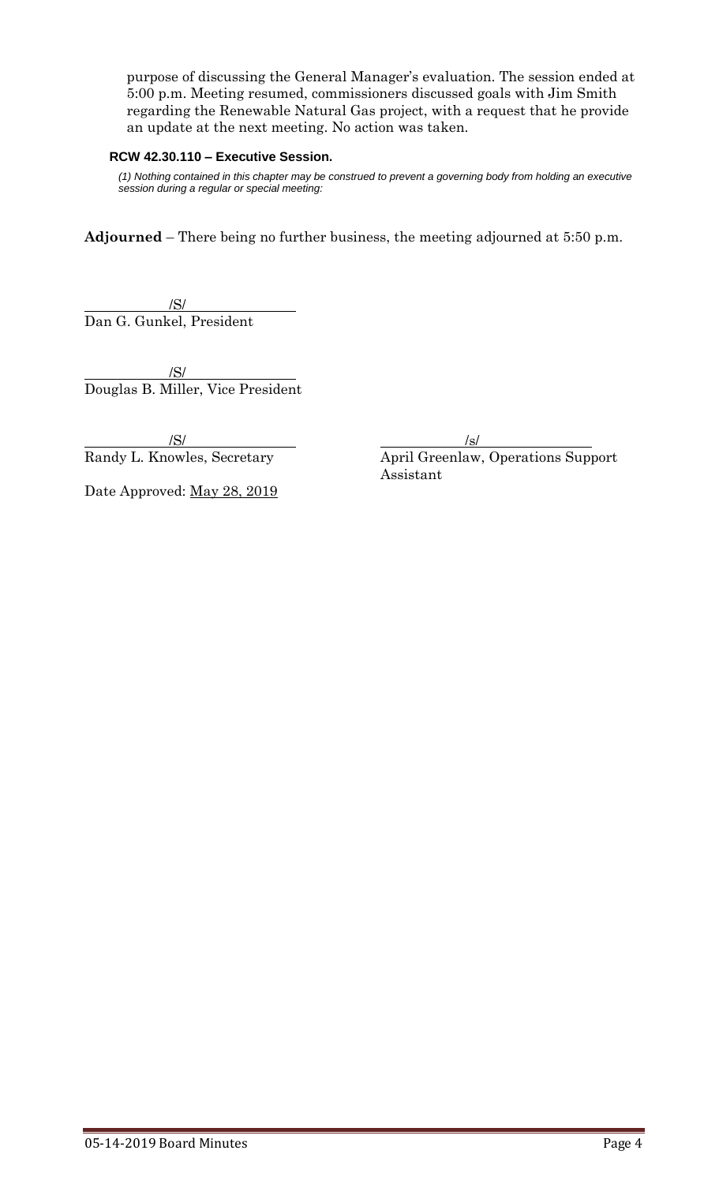purpose of discussing the General Manager's evaluation. The session ended at 5:00 p.m. Meeting resumed, commissioners discussed goals with Jim Smith regarding the Renewable Natural Gas project, with a request that he provide an update at the next meeting. No action was taken.

**RCW 42.30.110 – Executive Session.**

*(1) Nothing contained in this chapter may be construed to prevent a governing body from holding an executive session during a regular or special meeting:*

**Adjourned** – There being no further business, the meeting adjourned at 5:50 p.m.

/S/
Dan G. Gunkel, President

/S/
Douglas B. Miller, Vice President

/S/
Randy L. Knowles, Secretary

/s/
April Greenlaw, Operations Support Assistant

Date Approved: May 28, 2019